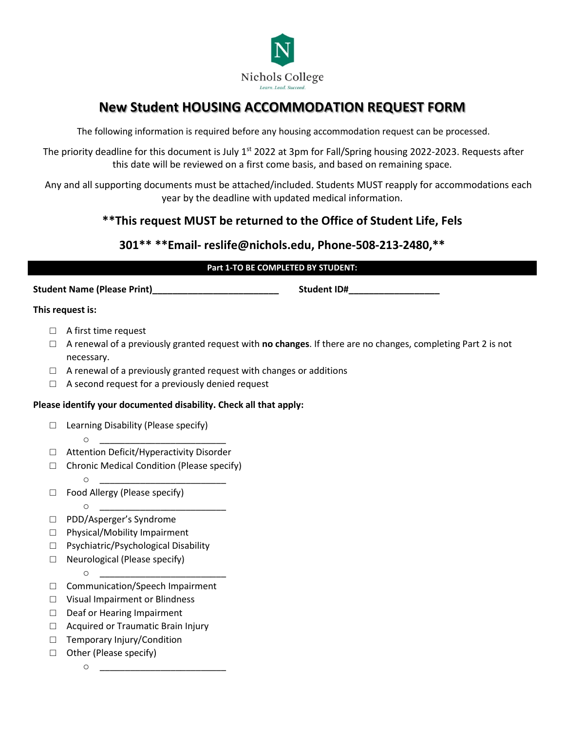Nichols College

Learn. Lead. Succeed.

# New Student HOUSING ACCOMMODATION REQUEST FORM

The following information is required before any housing accommodation request can be processed.

The priority deadline for this document is July 1st 2022 at 3pm for Fall/Spring housing 2022-2023. Requests after this date will be reviewed on a first come basis, and based on remaining space.

Any and all supporting documents must be attached/included. Students MUST reapply for accommodations each year by the deadline with updated medical information.

## **This request MUST be returned to the Office of Student Life, Fels 301** **Email- reslife@nichols.edu, Phone-508-213-2480,**

**Part 1-TO BE COMPLETED BY STUDENT:**

**Student Name (Please Print)**_________________________ **Student ID#**__________________

**This request is:**

- ☐ A first time request
- ☐ A renewal of a previously granted request with **no changes**. If there are no changes, completing Part 2 is not necessary.
- ☐ A renewal of a previously granted request with changes or additions
- ☐ A second request for a previously denied request

**Please identify your documented disability. Check all that apply:**

- ☐ Learning Disability (Please specify)
  - _________________________
- ☐ Attention Deficit/Hyperactivity Disorder
- ☐ Chronic Medical Condition (Please specify)
  - _________________________
- ☐ Food Allergy (Please specify)
  - _________________________
- ☐ PDD/Asperger's Syndrome
- ☐ Physical/Mobility Impairment
- ☐ Psychiatric/Psychological Disability
- ☐ Neurological (Please specify)
  - _________________________
- ☐ Communication/Speech Impairment
- ☐ Visual Impairment or Blindness
- ☐ Deaf or Hearing Impairment
- ☐ Acquired or Traumatic Brain Injury
- ☐ Temporary Injury/Condition
- ☐ Other (Please specify)
  - _________________________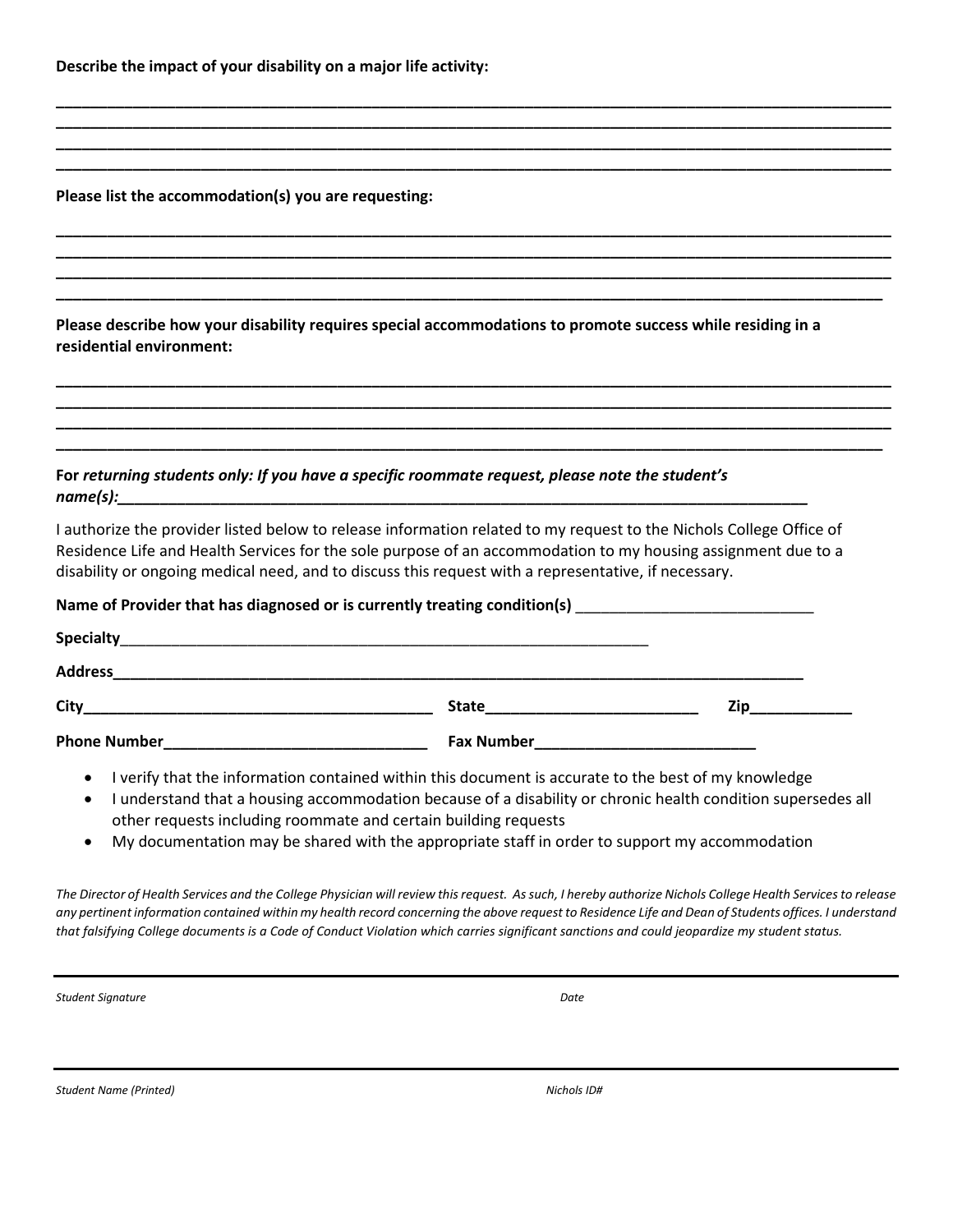**Describe the impact of your disability on a major life activity:**

______________________________________________________________________________________________
______________________________________________________________________________________________
______________________________________________________________________________________________
______________________________________________________________________________________________

**Please list the accommodation(s) you are requesting:**

______________________________________________________________________________________________
______________________________________________________________________________________________
______________________________________________________________________________________________
______________________________________________________________________________________________

**Please describe how your disability requires special accommodations to promote success while residing in a residential environment:**

______________________________________________________________________________________________
______________________________________________________________________________________________
______________________________________________________________________________________________
______________________________________________________________________________________________

**For *returning students only: If you have a specific roommate request, please note the student's name(s):*___________________________________________________________________________**

I authorize the provider listed below to release information related to my request to the Nichols College Office of Residence Life and Health Services for the sole purpose of an accommodation to my housing assignment due to a disability or ongoing medical need, and to discuss this request with a representative, if necessary.

**Name of Provider that has diagnosed or is currently treating condition(s)** ___________________________

**Specialty**_______________________________________________________________

**Address**________________________________________________________________________________

**City**________________________________________ **State**_________________________ **Zip**____________

**Phone Number**_______________________________ **Fax Number**__________________________

- I verify that the information contained within this document is accurate to the best of my knowledge
- I understand that a housing accommodation because of a disability or chronic health condition supersedes all other requests including roommate and certain building requests
- My documentation may be shared with the appropriate staff in order to support my accommodation

*The Director of Health Services and the College Physician will review this request. As such, I hereby authorize Nichols College Health Services to release any pertinent information contained within my health record concerning the above request to Residence Life and Dean of Students offices. I understand that falsifying College documents is a Code of Conduct Violation which carries significant sanctions and could jeopardize my student status.*

______________________________________________________________________________________________

*Student Signature* *Date*

______________________________________________________________________________________________

*Student Name (Printed)* *Nichols ID#*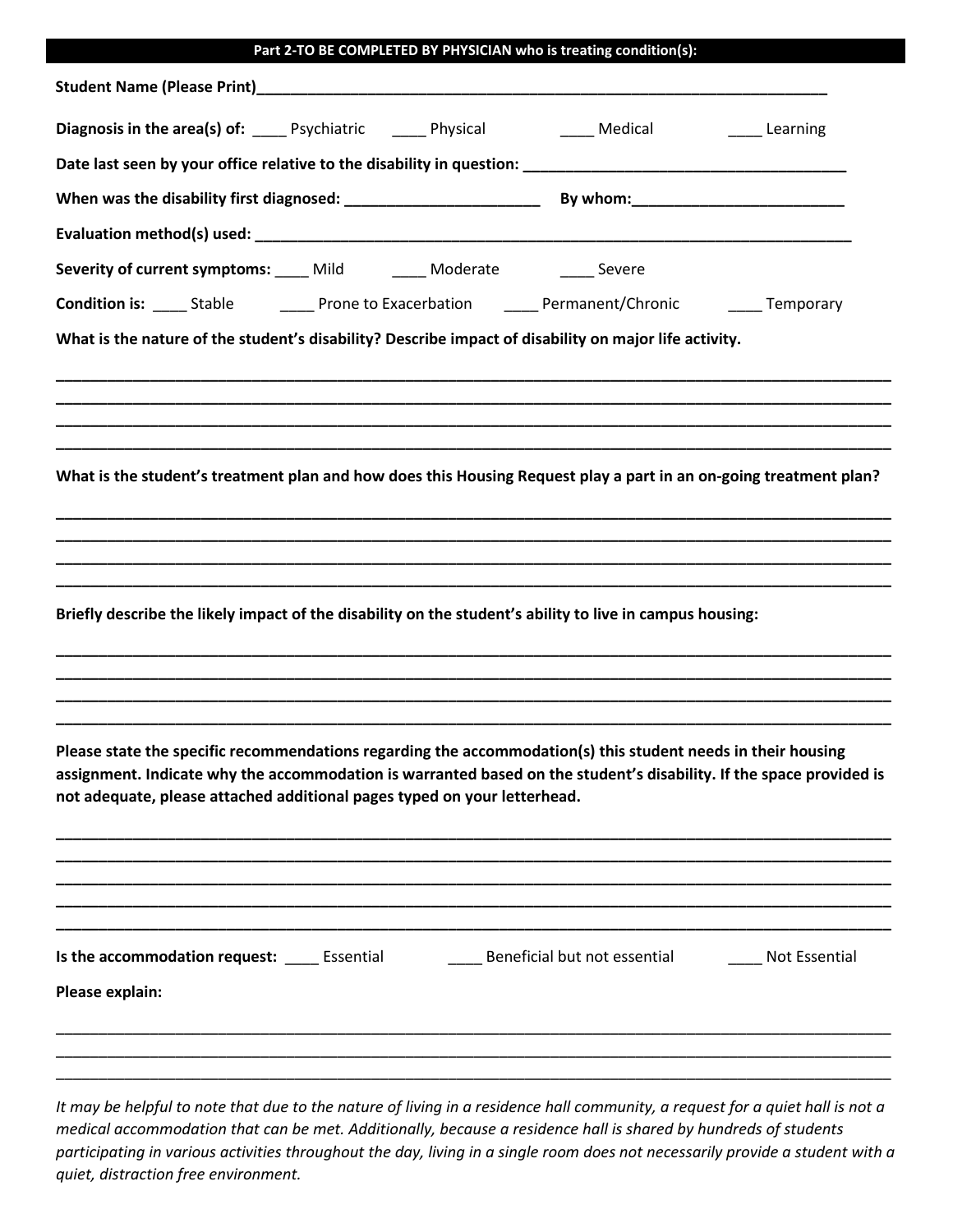## Part 2-TO BE COMPLETED BY PHYSICIAN who is treating condition(s):

**Student Name (Please Print)**______________________________________________________________________

**Diagnosis in the area(s) of:** ____ Psychiatric ____ Physical ____ Medical ____ Learning

**Date last seen by your office relative to the disability in question:** ______________________________________

**When was the disability first diagnosed:** _______________________ **By whom:**_________________________

**Evaluation method(s) used:** ___________________________________________________________________________

**Severity of current symptoms:** ____ Mild ____ Moderate ____ Severe

**Condition is:** ____ Stable ____ Prone to Exacerbation ____ Permanent/Chronic ____ Temporary

**What is the nature of the student's disability? Describe impact of disability on major life activity.**

_____________________________________________________________________________________________
_____________________________________________________________________________________________
_____________________________________________________________________________________________
_____________________________________________________________________________________________

**What is the student's treatment plan and how does this Housing Request play a part in an on-going treatment plan?**

_____________________________________________________________________________________________
_____________________________________________________________________________________________
_____________________________________________________________________________________________
_____________________________________________________________________________________________

**Briefly describe the likely impact of the disability on the student's ability to live in campus housing:**

_____________________________________________________________________________________________
_____________________________________________________________________________________________
_____________________________________________________________________________________________
_____________________________________________________________________________________________

**Please state the specific recommendations regarding the accommodation(s) this student needs in their housing assignment. Indicate why the accommodation is warranted based on the student's disability. If the space provided is not adequate, please attached additional pages typed on your letterhead.**

_____________________________________________________________________________________________
_____________________________________________________________________________________________
_____________________________________________________________________________________________
_____________________________________________________________________________________________
_____________________________________________________________________________________________

**Is the accommodation request:** ____ Essential ____ Beneficial but not essential ____ Not Essential

**Please explain:**

_____________________________________________________________________________________________
_____________________________________________________________________________________________
_____________________________________________________________________________________________

*It may be helpful to note that due to the nature of living in a residence hall community, a request for a quiet hall is not a medical accommodation that can be met. Additionally, because a residence hall is shared by hundreds of students participating in various activities throughout the day, living in a single room does not necessarily provide a student with a quiet, distraction free environment.*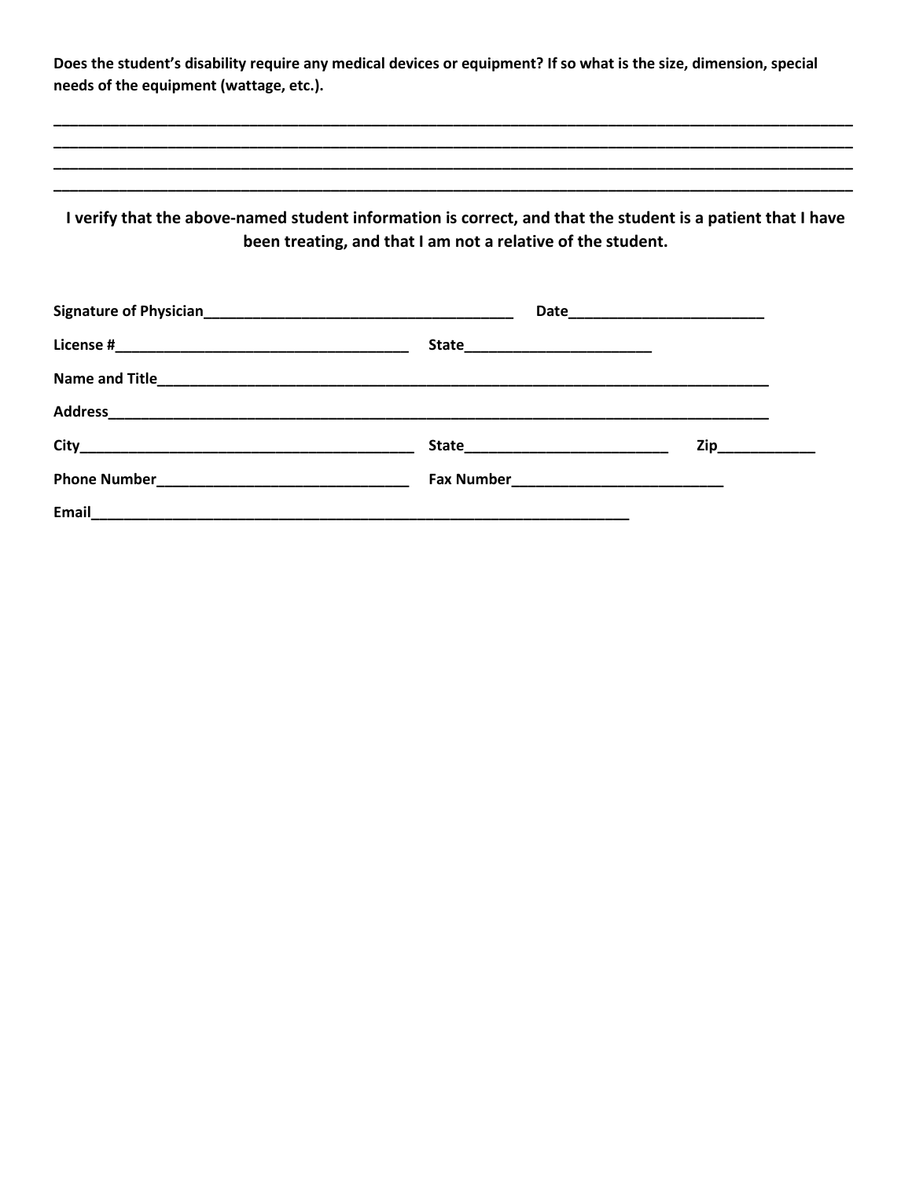**Does the student's disability require any medical devices or equipment? If so what is the size, dimension, special needs of the equipment (wattage, etc.).**

_______________________________________________________________________________________________
_______________________________________________________________________________________________
_______________________________________________________________________________________________
_______________________________________________________________________________________________

**I verify that the above-named student information is correct, and that the student is a patient that I have been treating, and that I am not a relative of the student.**

**Signature of Physician**______________________________________ **Date**________________________

**License #**____________________________________ **State**_______________________

**Name and Title**_____________________________________________________________________________

**Address**_________________________________________________________________________________

**City**__________________________________________ **State**_________________________ **Zip**___________

**Phone Number**_______________________________ **Fax Number**__________________________

**Email**__________________________________________________________________